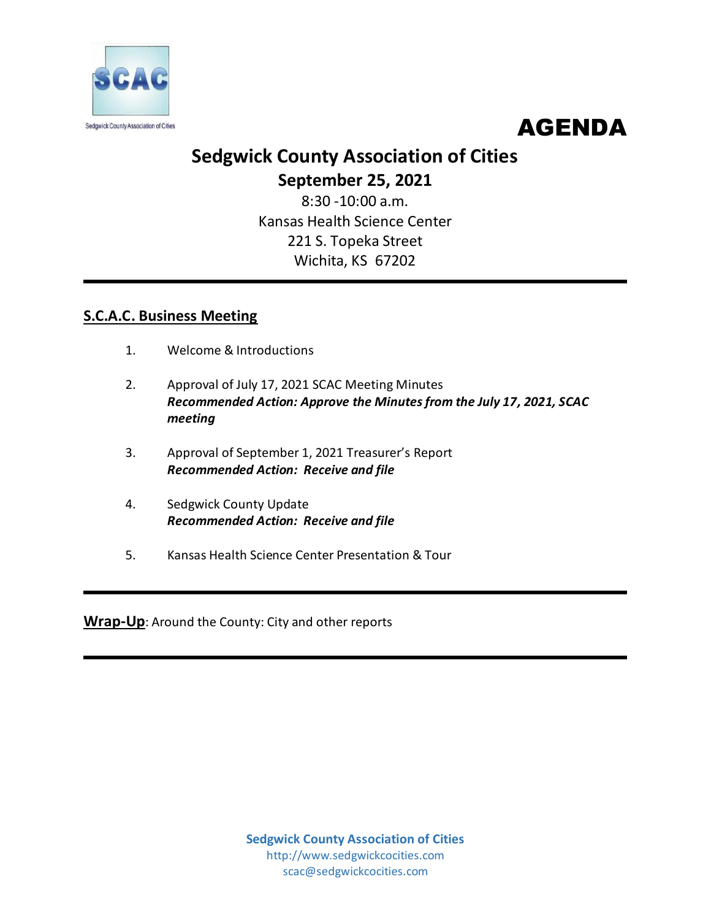SCAC

Sedgwick County Association of Cities

# AGENDA

## Sedgwick County Association of Cities

**September 25, 2021**

8:30 -10:00 a.m.
Kansas Health Science Center
221 S. Topeka Street
Wichita, KS 67202

---

### S.C.A.C. Business Meeting

1. Welcome & Introductions

2. Approval of July 17, 2021 SCAC Meeting Minutes
   ***Recommended Action: Approve the Minutes from the July 17, 2021, SCAC meeting***

3. Approval of September 1, 2021 Treasurer's Report
   ***Recommended Action: Receive and file***

4. Sedgwick County Update
   ***Recommended Action: Receive and file***

5. Kansas Health Science Center Presentation & Tour

---

**Wrap-Up**: Around the County: City and other reports

---

**Sedgwick County Association of Cities**
http://www.sedgwickcocities.com
scac@sedgwickcocities.com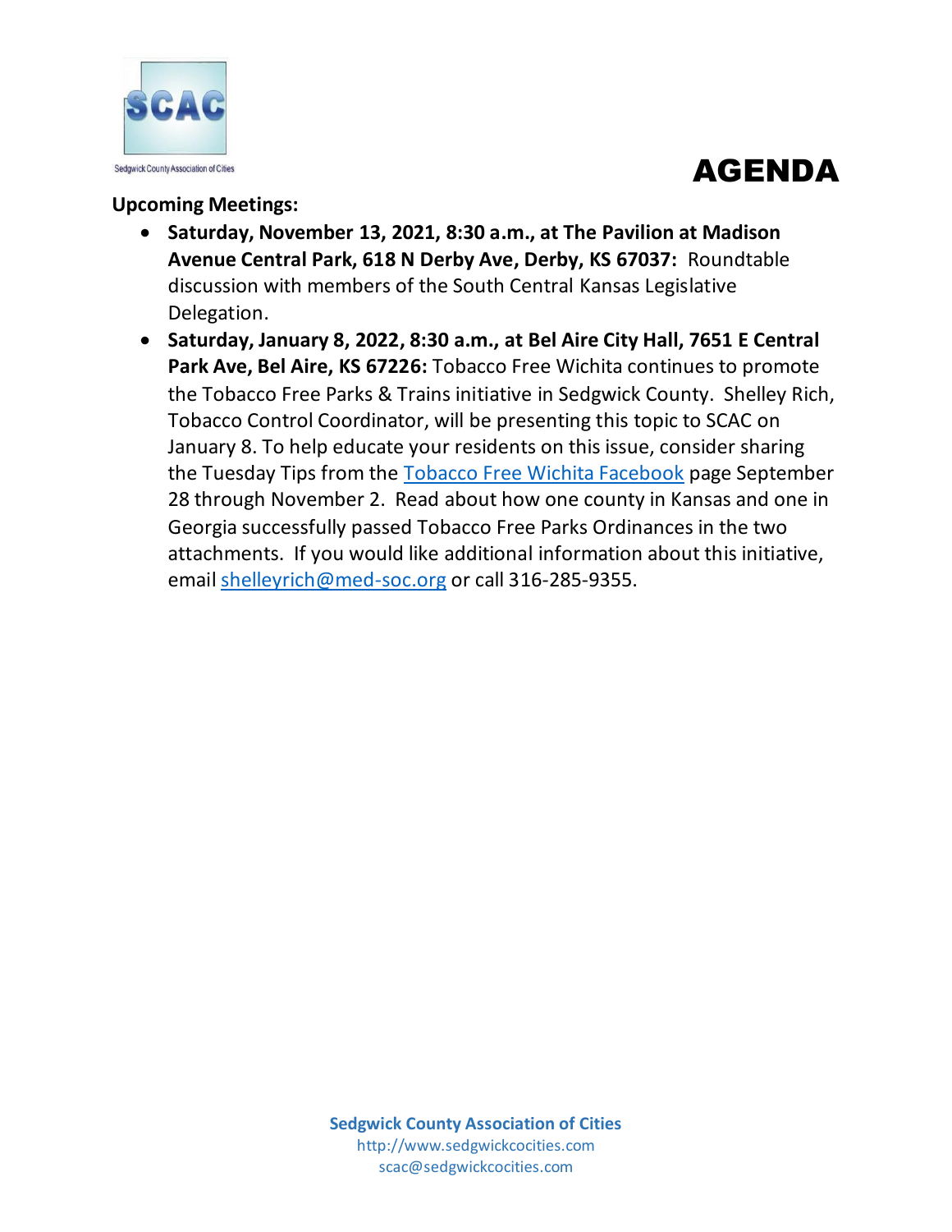Sedgwick County Association of Cities

# AGENDA

**Upcoming Meetings:**

- **Saturday, November 13, 2021, 8:30 a.m., at The Pavilion at Madison Avenue Central Park, 618 N Derby Ave, Derby, KS 67037:** Roundtable discussion with members of the South Central Kansas Legislative Delegation.
- **Saturday, January 8, 2022, 8:30 a.m., at Bel Aire City Hall, 7651 E Central Park Ave, Bel Aire, KS 67226:** Tobacco Free Wichita continues to promote the Tobacco Free Parks & Trains initiative in Sedgwick County. Shelley Rich, Tobacco Control Coordinator, will be presenting this topic to SCAC on January 8. To help educate your residents on this issue, consider sharing the Tuesday Tips from the Tobacco Free Wichita Facebook page September 28 through November 2. Read about how one county in Kansas and one in Georgia successfully passed Tobacco Free Parks Ordinances in the two attachments. If you would like additional information about this initiative, email shelleyrich@med-soc.org or call 316-285-9355.

**Sedgwick County Association of Cities**
http://www.sedgwickcocities.com
scac@sedgwickcocities.com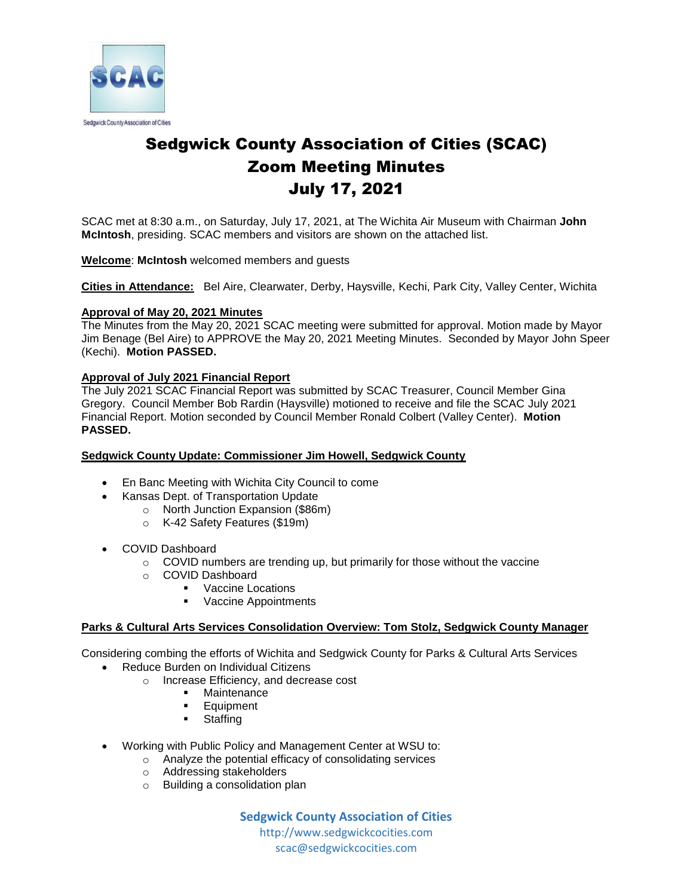Sedgwick County Association of Cities

# Sedgwick County Association of Cities (SCAC)
# Zoom Meeting Minutes
# July 17, 2021

SCAC met at 8:30 a.m., on Saturday, July 17, 2021, at The Wichita Air Museum with Chairman **John McIntosh**, presiding. SCAC members and visitors are shown on the attached list.

**Welcome**: **McIntosh** welcomed members and guests

**Cities in Attendance:** Bel Aire, Clearwater, Derby, Haysville, Kechi, Park City, Valley Center, Wichita

**Approval of May 20, 2021 Minutes**
The Minutes from the May 20, 2021 SCAC meeting were submitted for approval. Motion made by Mayor Jim Benage (Bel Aire) to APPROVE the May 20, 2021 Meeting Minutes. Seconded by Mayor John Speer (Kechi). **Motion PASSED.**

**Approval of July 2021 Financial Report**
The July 2021 SCAC Financial Report was submitted by SCAC Treasurer, Council Member Gina Gregory. Council Member Bob Rardin (Haysville) motioned to receive and file the SCAC July 2021 Financial Report. Motion seconded by Council Member Ronald Colbert (Valley Center). **Motion PASSED.**

**Sedgwick County Update: Commissioner Jim Howell, Sedgwick County**

- En Banc Meeting with Wichita City Council to come
- Kansas Dept. of Transportation Update
  - North Junction Expansion ($86m)
  - K-42 Safety Features ($19m)
- COVID Dashboard
  - COVID numbers are trending up, but primarily for those without the vaccine
  - COVID Dashboard
    - Vaccine Locations
    - Vaccine Appointments

**Parks & Cultural Arts Services Consolidation Overview: Tom Stolz, Sedgwick County Manager**

Considering combing the efforts of Wichita and Sedgwick County for Parks & Cultural Arts Services
- Reduce Burden on Individual Citizens
  - Increase Efficiency, and decrease cost
    - Maintenance
    - Equipment
    - Staffing
- Working with Public Policy and Management Center at WSU to:
  - Analyze the potential efficacy of consolidating services
  - Addressing stakeholders
  - Building a consolidation plan

**Sedgwick County Association of Cities**
http://www.sedgwickcocities.com
scac@sedgwickcocities.com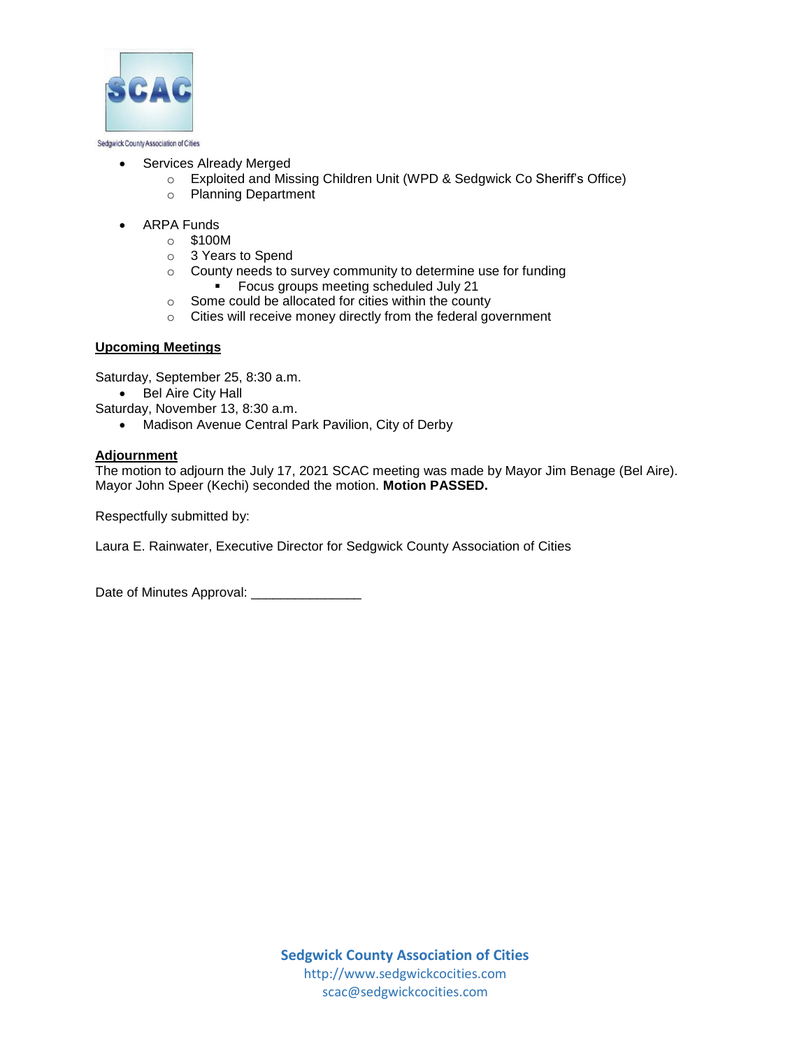- Services Already Merged
  - Exploited and Missing Children Unit (WPD & Sedgwick Co Sheriff's Office)
  - Planning Department

- ARPA Funds
  - $100M
  - 3 Years to Spend
  - County needs to survey community to determine use for funding
    - Focus groups meeting scheduled July 21
  - Some could be allocated for cities within the county
  - Cities will receive money directly from the federal government

**Upcoming Meetings**

Saturday, September 25, 8:30 a.m.

- Bel Aire City Hall

Saturday, November 13, 8:30 a.m.

- Madison Avenue Central Park Pavilion, City of Derby

**Adjournment**

The motion to adjourn the July 17, 2021 SCAC meeting was made by Mayor Jim Benage (Bel Aire). Mayor John Speer (Kechi) seconded the motion. **Motion PASSED.**

Respectfully submitted by:

Laura E. Rainwater, Executive Director for Sedgwick County Association of Cities

Date of Minutes Approval: _______________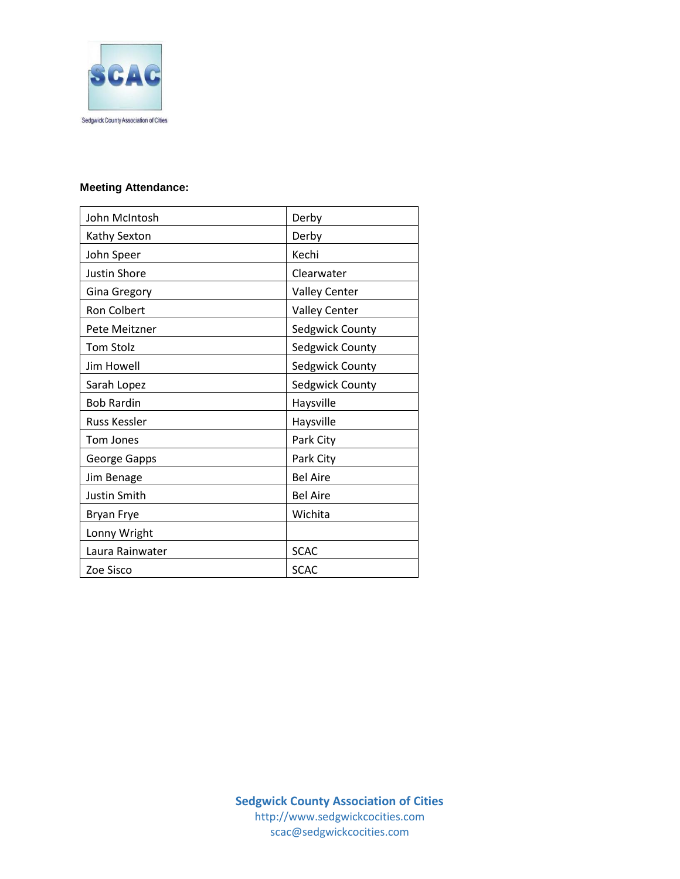**Meeting Attendance:**

| | |
|---|---|
| John McIntosh | Derby |
| Kathy Sexton | Derby |
| John Speer | Kechi |
| Justin Shore | Clearwater |
| Gina Gregory | Valley Center |
| Ron Colbert | Valley Center |
| Pete Meitzner | Sedgwick County |
| Tom Stolz | Sedgwick County |
| Jim Howell | Sedgwick County |
| Sarah Lopez | Sedgwick County |
| Bob Rardin | Haysville |
| Russ Kessler | Haysville |
| Tom Jones | Park City |
| George Gapps | Park City |
| Jim Benage | Bel Aire |
| Justin Smith | Bel Aire |
| Bryan Frye | Wichita |
| Lonny Wright | |
| Laura Rainwater | SCAC |
| Zoe Sisco | SCAC |